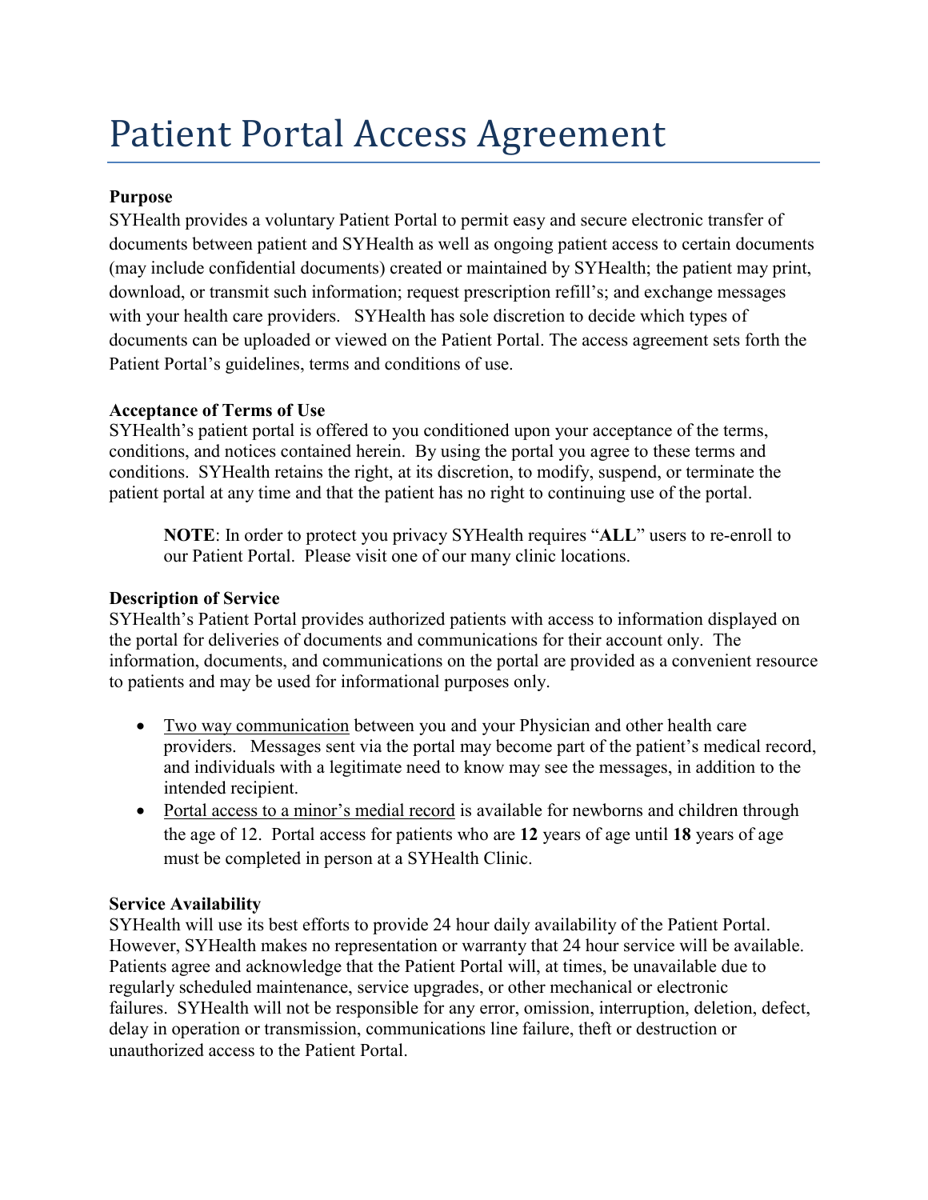# Patient Portal Access Agreement

**Purpose**

SYHealth provides a voluntary Patient Portal to permit easy and secure electronic transfer of documents between patient and SYHealth as well as ongoing patient access to certain documents (may include confidential documents) created or maintained by SYHealth; the patient may print, download, or transmit such information; request prescription refill's; and exchange messages with your health care providers. SYHealth has sole discretion to decide which types of documents can be uploaded or viewed on the Patient Portal. The access agreement sets forth the Patient Portal's guidelines, terms and conditions of use.

**Acceptance of Terms of Use**

SYHealth's patient portal is offered to you conditioned upon your acceptance of the terms, conditions, and notices contained herein. By using the portal you agree to these terms and conditions. SYHealth retains the right, at its discretion, to modify, suspend, or terminate the patient portal at any time and that the patient has no right to continuing use of the portal.

> **NOTE**: In order to protect you privacy SYHealth requires "**ALL**" users to re-enroll to our Patient Portal. Please visit one of our many clinic locations.

**Description of Service**

SYHealth's Patient Portal provides authorized patients with access to information displayed on the portal for deliveries of documents and communications for their account only. The information, documents, and communications on the portal are provided as a convenient resource to patients and may be used for informational purposes only.

- <u>Two way communication</u> between you and your Physician and other health care providers. Messages sent via the portal may become part of the patient's medical record, and individuals with a legitimate need to know may see the messages, in addition to the intended recipient.
- <u>Portal access to a minor's medial record</u> is available for newborns and children through the age of 12. Portal access for patients who are **12** years of age until **18** years of age must be completed in person at a SYHealth Clinic.

**Service Availability**

SYHealth will use its best efforts to provide 24 hour daily availability of the Patient Portal. However, SYHealth makes no representation or warranty that 24 hour service will be available. Patients agree and acknowledge that the Patient Portal will, at times, be unavailable due to regularly scheduled maintenance, service upgrades, or other mechanical or electronic failures. SYHealth will not be responsible for any error, omission, interruption, deletion, defect, delay in operation or transmission, communications line failure, theft or destruction or unauthorized access to the Patient Portal.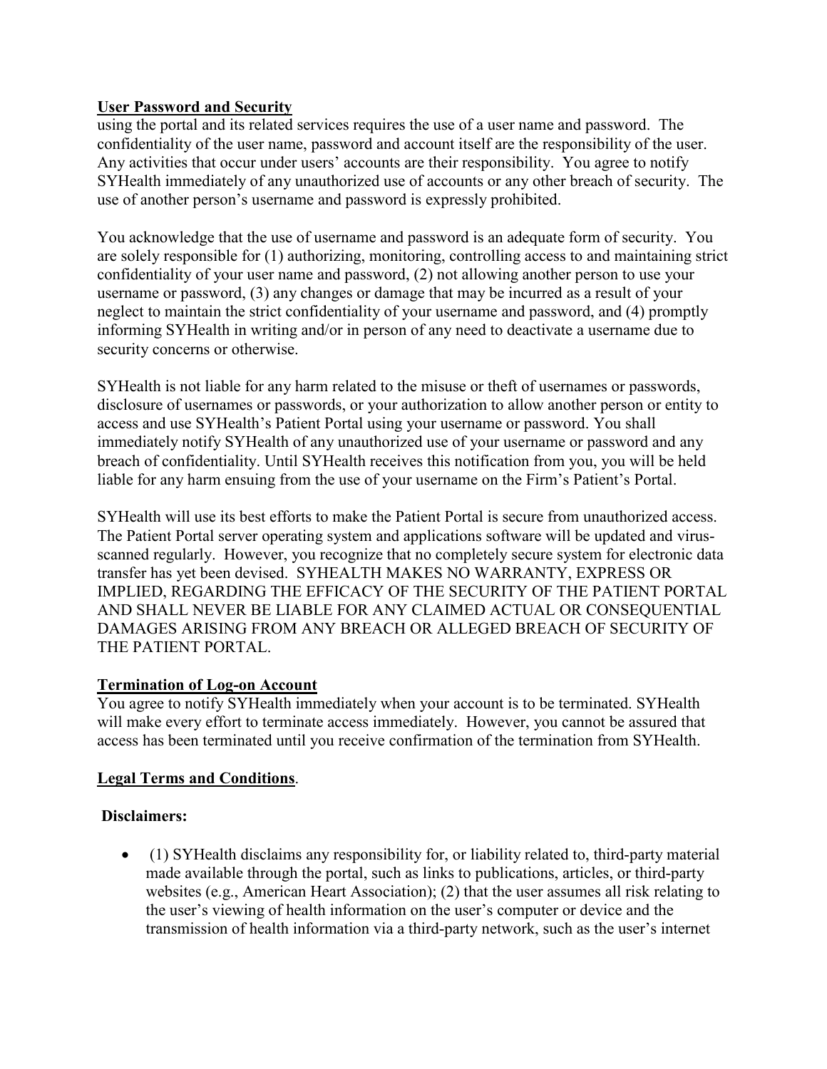**User Password and Security**

using the portal and its related services requires the use of a user name and password. The confidentiality of the user name, password and account itself are the responsibility of the user. Any activities that occur under users' accounts are their responsibility. You agree to notify SYHealth immediately of any unauthorized use of accounts or any other breach of security. The use of another person's username and password is expressly prohibited.

You acknowledge that the use of username and password is an adequate form of security. You are solely responsible for (1) authorizing, monitoring, controlling access to and maintaining strict confidentiality of your user name and password, (2) not allowing another person to use your username or password, (3) any changes or damage that may be incurred as a result of your neglect to maintain the strict confidentiality of your username and password, and (4) promptly informing SYHealth in writing and/or in person of any need to deactivate a username due to security concerns or otherwise.

SYHealth is not liable for any harm related to the misuse or theft of usernames or passwords, disclosure of usernames or passwords, or your authorization to allow another person or entity to access and use SYHealth's Patient Portal using your username or password. You shall immediately notify SYHealth of any unauthorized use of your username or password and any breach of confidentiality. Until SYHealth receives this notification from you, you will be held liable for any harm ensuing from the use of your username on the Firm's Patient's Portal.

SYHealth will use its best efforts to make the Patient Portal is secure from unauthorized access. The Patient Portal server operating system and applications software will be updated and virus-scanned regularly. However, you recognize that no completely secure system for electronic data transfer has yet been devised. SYHEALTH MAKES NO WARRANTY, EXPRESS OR IMPLIED, REGARDING THE EFFICACY OF THE SECURITY OF THE PATIENT PORTAL AND SHALL NEVER BE LIABLE FOR ANY CLAIMED ACTUAL OR CONSEQUENTIAL DAMAGES ARISING FROM ANY BREACH OR ALLEGED BREACH OF SECURITY OF THE PATIENT PORTAL.

**Termination of Log-on Account**

You agree to notify SYHealth immediately when your account is to be terminated. SYHealth will make every effort to terminate access immediately. However, you cannot be assured that access has been terminated until you receive confirmation of the termination from SYHealth.

**Legal Terms and Conditions**.

**Disclaimers:**

- (1) SYHealth disclaims any responsibility for, or liability related to, third-party material made available through the portal, such as links to publications, articles, or third-party websites (e.g., American Heart Association); (2) that the user assumes all risk relating to the user's viewing of health information on the user's computer or device and the transmission of health information via a third-party network, such as the user's internet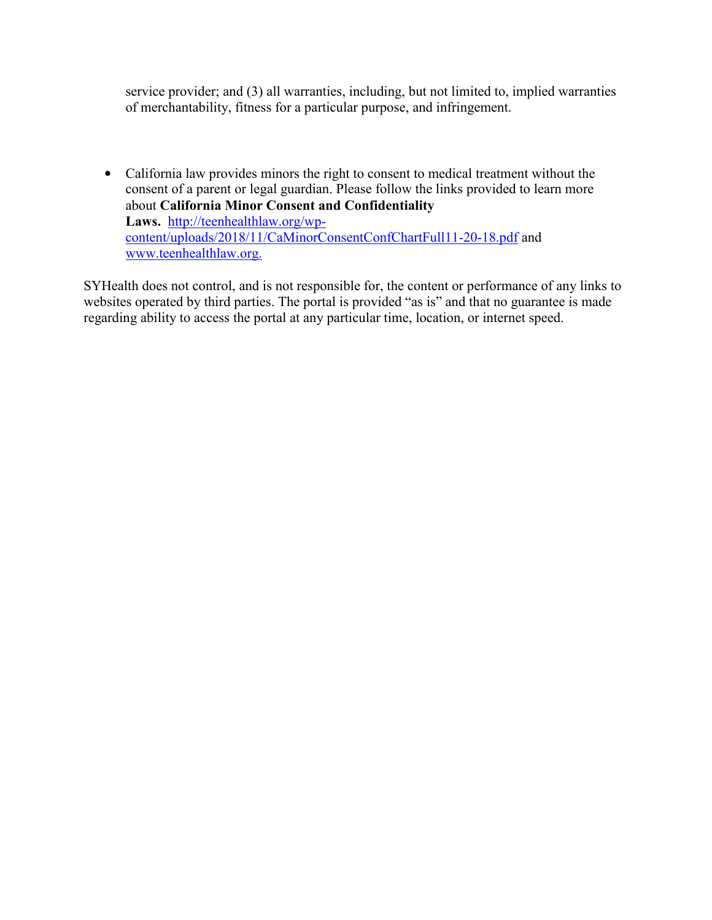service provider; and (3) all warranties, including, but not limited to, implied warranties of merchantability, fitness for a particular purpose, and infringement.

- California law provides minors the right to consent to medical treatment without the consent of a parent or legal guardian. Please follow the links provided to learn more about **California Minor Consent and Confidentiality Laws.** [http://teenhealthlaw.org/wp-content/uploads/2018/11/CaMinorConsentConfChartFull11-20-18.pdf](http://teenhealthlaw.org/wp-content/uploads/2018/11/CaMinorConsentConfChartFull11-20-18.pdf) and [www.teenhealthlaw.org.](http://www.teenhealthlaw.org)

SYHealth does not control, and is not responsible for, the content or performance of any links to websites operated by third parties. The portal is provided "as is" and that no guarantee is made regarding ability to access the portal at any particular time, location, or internet speed.